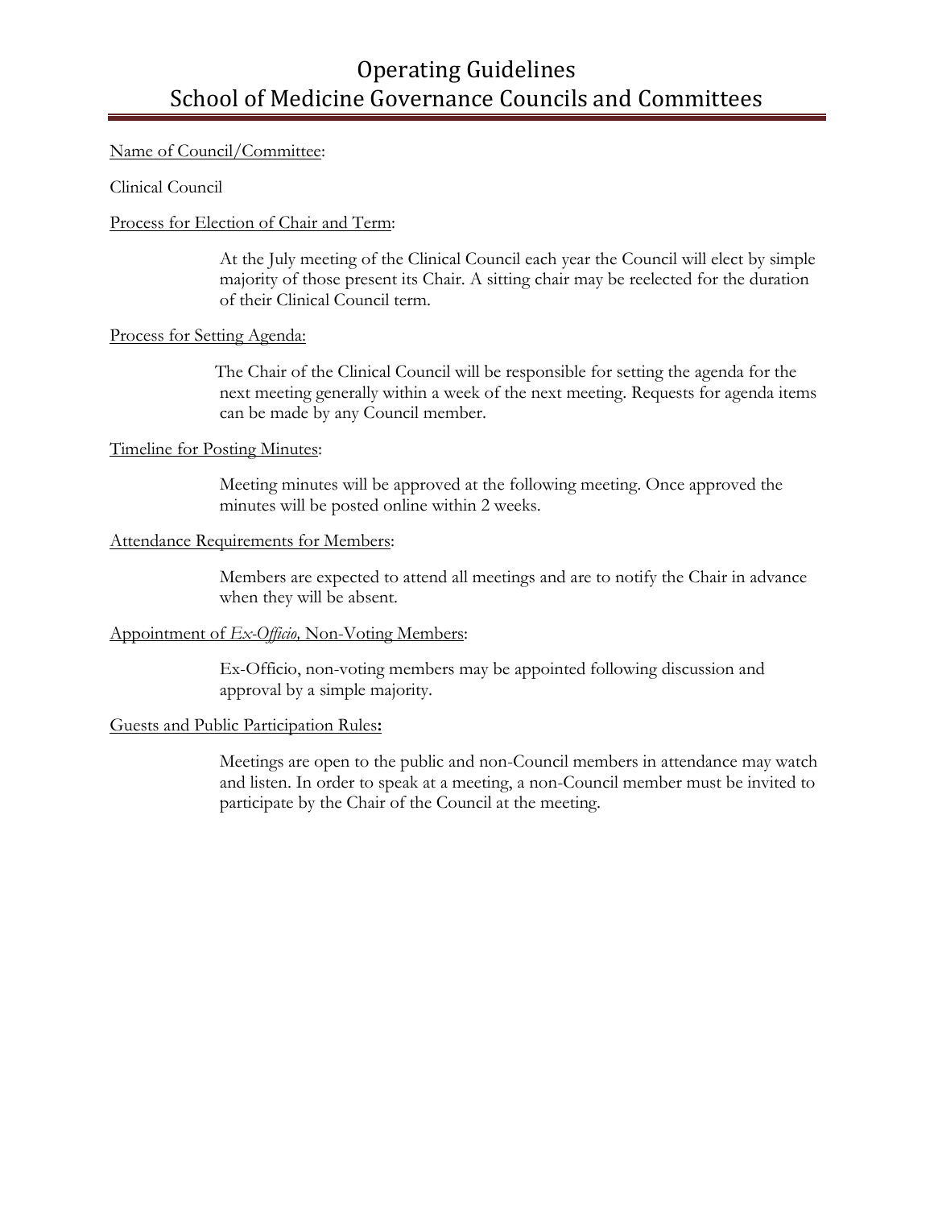# Operating Guidelines
# School of Medicine Governance Councils and Committees

Name of Council/Committee:

Clinical Council

Process for Election of Chair and Term:

At the July meeting of the Clinical Council each year the Council will elect by simple majority of those present its Chair. A sitting chair may be reelected for the duration of their Clinical Council term.

Process for Setting Agenda:

The Chair of the Clinical Council will be responsible for setting the agenda for the next meeting generally within a week of the next meeting. Requests for agenda items can be made by any Council member.

Timeline for Posting Minutes:

Meeting minutes will be approved at the following meeting. Once approved the minutes will be posted online within 2 weeks.

Attendance Requirements for Members:

Members are expected to attend all meetings and are to notify the Chair in advance when they will be absent.

Appointment of *Ex-Officio,* Non-Voting Members:

Ex-Officio, non-voting members may be appointed following discussion and approval by a simple majority.

Guests and Public Participation Rules**:**

Meetings are open to the public and non-Council members in attendance may watch and listen. In order to speak at a meeting, a non-Council member must be invited to participate by the Chair of the Council at the meeting.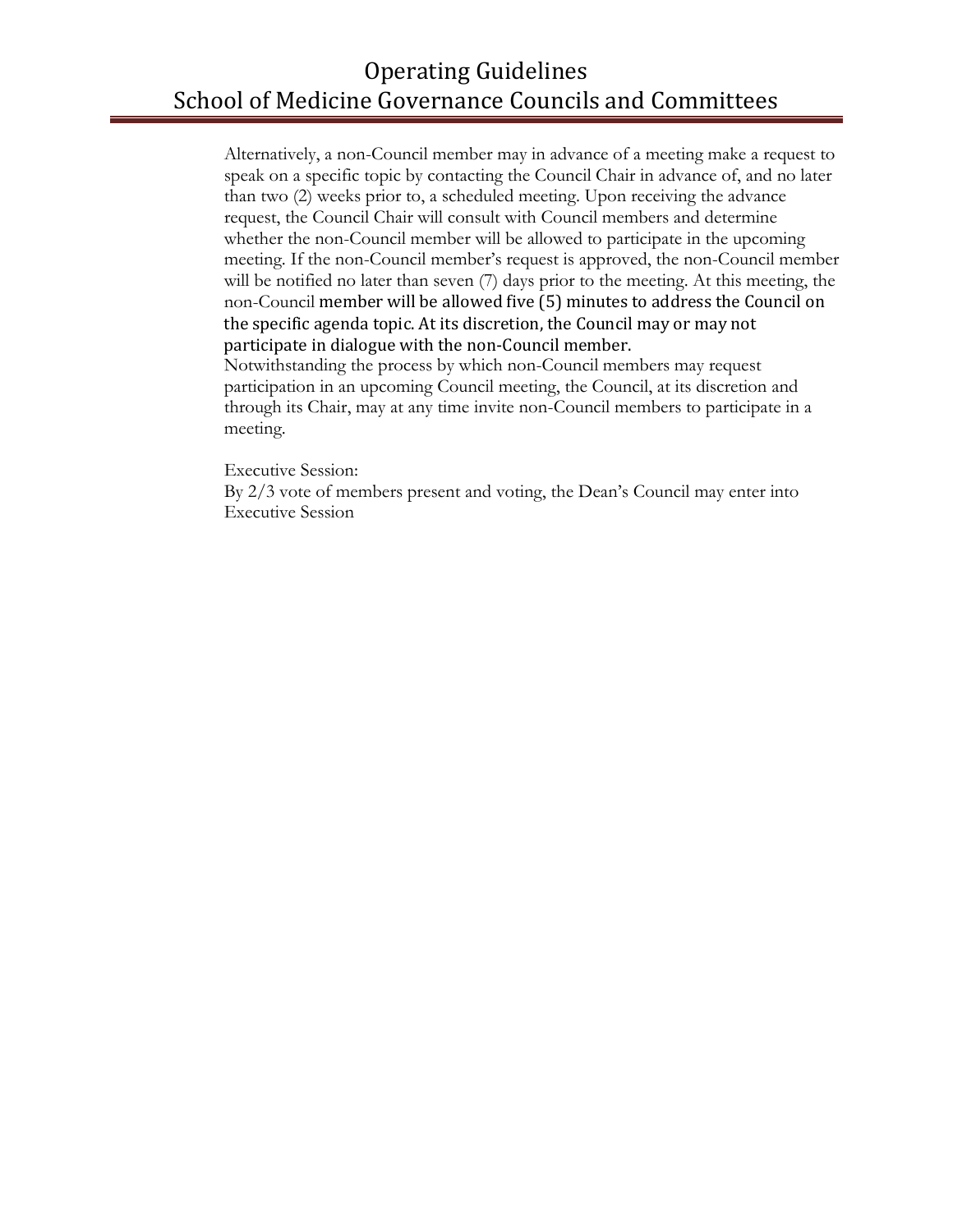Alternatively, a non-Council member may in advance of a meeting make a request to speak on a specific topic by contacting the Council Chair in advance of, and no later than two (2) weeks prior to, a scheduled meeting. Upon receiving the advance request, the Council Chair will consult with Council members and determine whether the non-Council member will be allowed to participate in the upcoming meeting. If the non-Council member's request is approved, the non-Council member will be notified no later than seven (7) days prior to the meeting. At this meeting, the non-Council member will be allowed five (5) minutes to address the Council on the specific agenda topic. At its discretion, the Council may or may not participate in dialogue with the non-Council member.

Notwithstanding the process by which non-Council members may request participation in an upcoming Council meeting, the Council, at its discretion and through its Chair, may at any time invite non-Council members to participate in a meeting.

Executive Session:

By 2/3 vote of members present and voting, the Dean's Council may enter into Executive Session